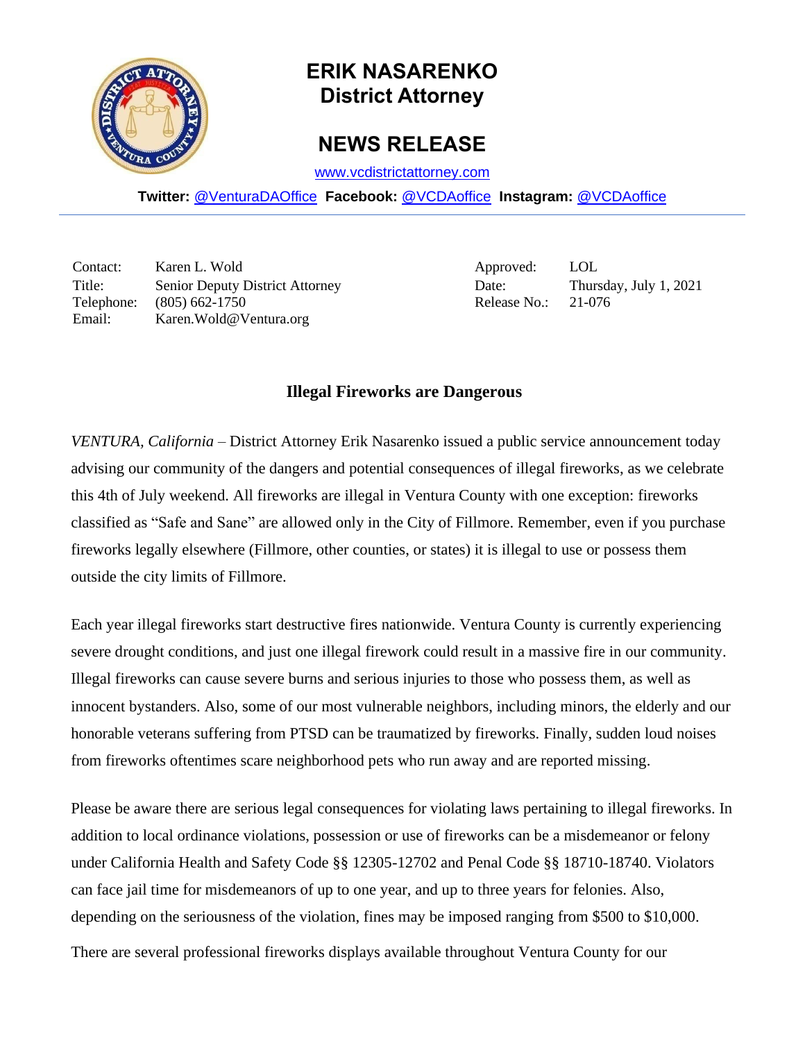# ERIK NASARENKO
## District Attorney

## NEWS RELEASE

www.vcdistrictattorney.com

**Twitter:** @VenturaDAOffice **Facebook:** @VCDAoffice **Instagram:** @VCDAoffice

---

| | | | |
|---|---|---|---|
| Contact: | Karen L. Wold | Approved: | LOL |
| Title: | Senior Deputy District Attorney | Date: | Thursday, July 1, 2021 |
| Telephone: | (805) 662-1750 | Release No.: | 21-076 |
| Email: | Karen.Wold@Ventura.org | | |

### Illegal Fireworks are Dangerous

*VENTURA, California* – District Attorney Erik Nasarenko issued a public service announcement today advising our community of the dangers and potential consequences of illegal fireworks, as we celebrate this 4th of July weekend. All fireworks are illegal in Ventura County with one exception: fireworks classified as "Safe and Sane" are allowed only in the City of Fillmore. Remember, even if you purchase fireworks legally elsewhere (Fillmore, other counties, or states) it is illegal to use or possess them outside the city limits of Fillmore.

Each year illegal fireworks start destructive fires nationwide. Ventura County is currently experiencing severe drought conditions, and just one illegal firework could result in a massive fire in our community. Illegal fireworks can cause severe burns and serious injuries to those who possess them, as well as innocent bystanders. Also, some of our most vulnerable neighbors, including minors, the elderly and our honorable veterans suffering from PTSD can be traumatized by fireworks. Finally, sudden loud noises from fireworks oftentimes scare neighborhood pets who run away and are reported missing.

Please be aware there are serious legal consequences for violating laws pertaining to illegal fireworks. In addition to local ordinance violations, possession or use of fireworks can be a misdemeanor or felony under California Health and Safety Code §§ 12305-12702 and Penal Code §§ 18710-18740. Violators can face jail time for misdemeanors of up to one year, and up to three years for felonies. Also, depending on the seriousness of the violation, fines may be imposed ranging from $500 to $10,000.

There are several professional fireworks displays available throughout Ventura County for our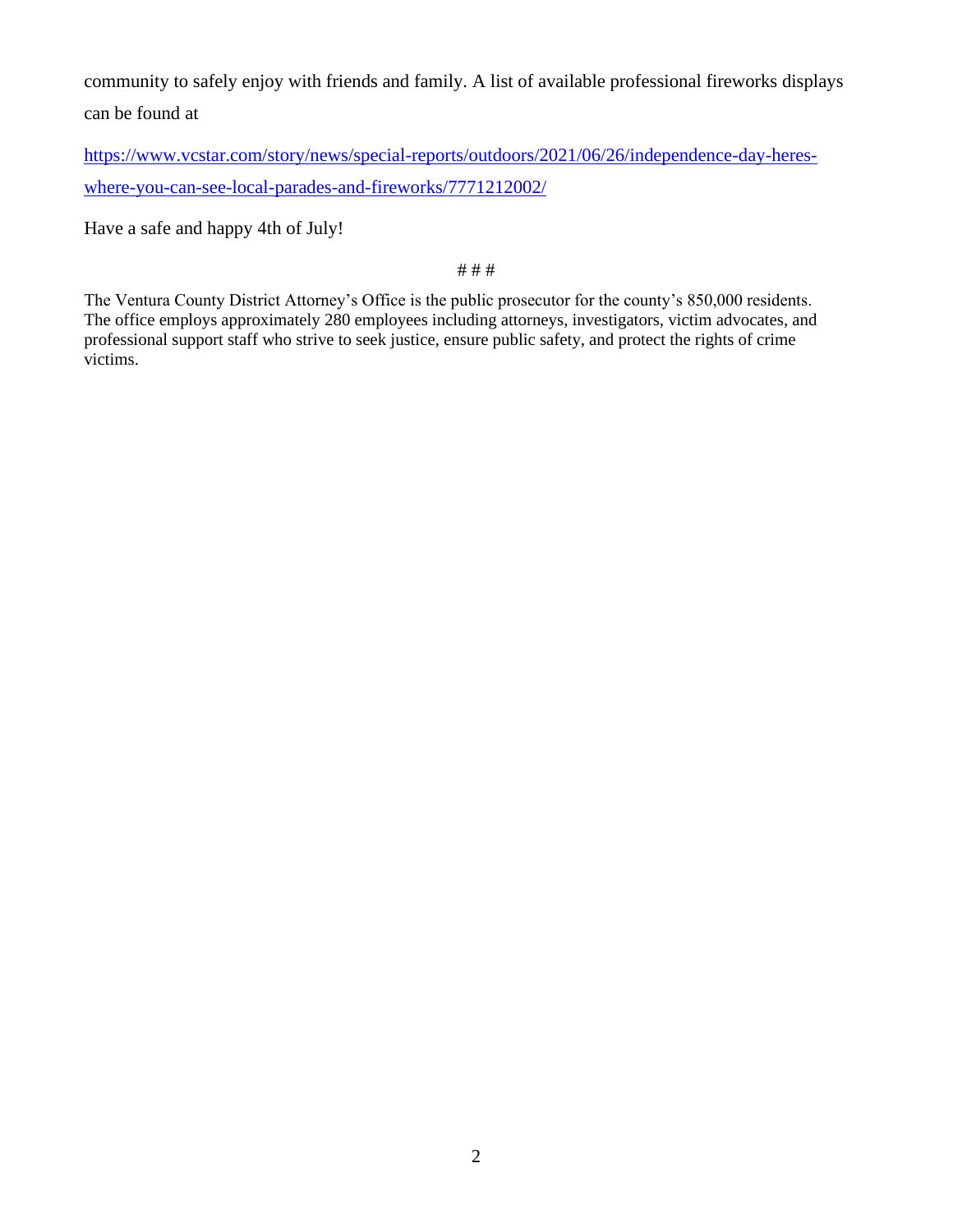community to safely enjoy with friends and family. A list of available professional fireworks displays can be found at

[https://www.vcstar.com/story/news/special-reports/outdoors/2021/06/26/independence-day-heres-where-you-can-see-local-parades-and-fireworks/7771212002/](https://www.vcstar.com/story/news/special-reports/outdoors/2021/06/26/independence-day-heres-where-you-can-see-local-parades-and-fireworks/7771212002/)

Have a safe and happy 4th of July!

# # #

The Ventura County District Attorney's Office is the public prosecutor for the county's 850,000 residents. The office employs approximately 280 employees including attorneys, investigators, victim advocates, and professional support staff who strive to seek justice, ensure public safety, and protect the rights of crime victims.